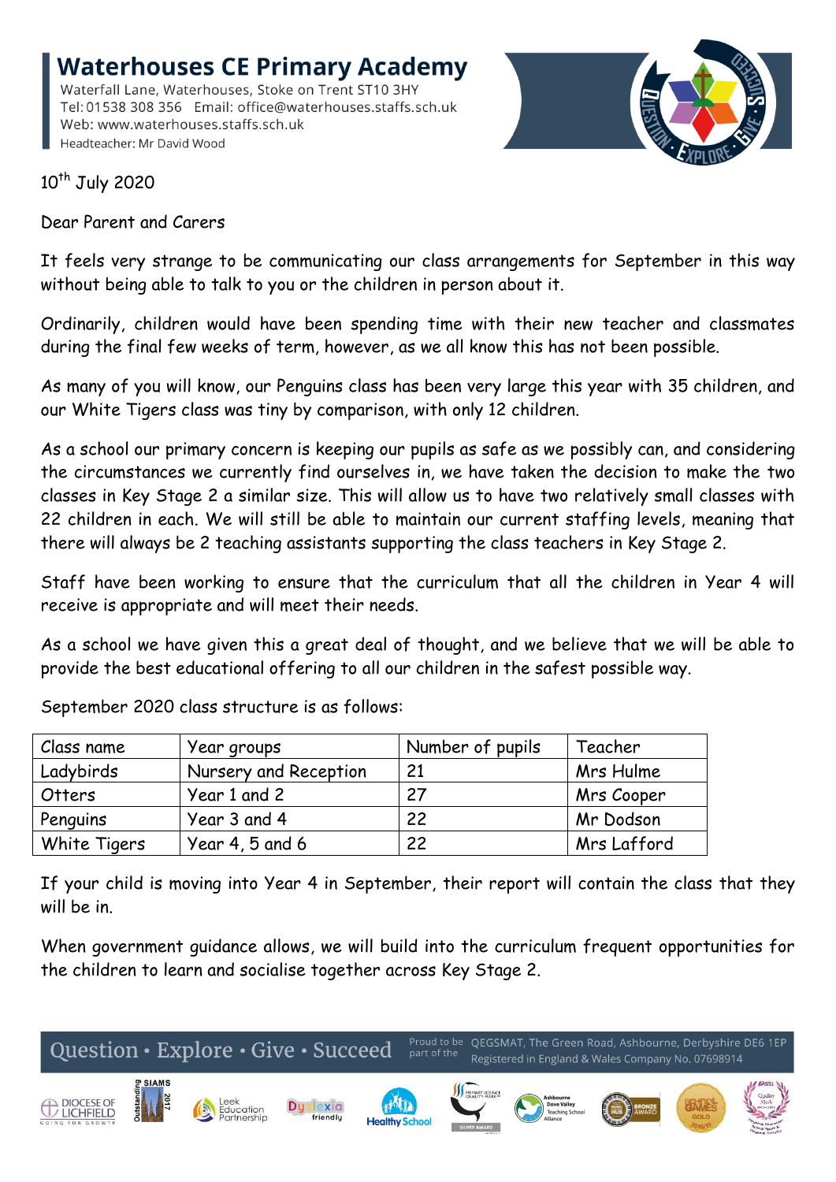# Waterhouses CE Primary Academy

Waterfall Lane, Waterhouses, Stoke on Trent ST10 3HY
Tel: 01538 308 356 Email: office@waterhouses.staffs.sch.uk
Web: www.waterhouses.staffs.sch.uk
Headteacher: Mr David Wood

10th July 2020

Dear Parent and Carers

It feels very strange to be communicating our class arrangements for September in this way without being able to talk to you or the children in person about it.

Ordinarily, children would have been spending time with their new teacher and classmates during the final few weeks of term, however, as we all know this has not been possible.

As many of you will know, our Penguins class has been very large this year with 35 children, and our White Tigers class was tiny by comparison, with only 12 children.

As a school our primary concern is keeping our pupils as safe as we possibly can, and considering the circumstances we currently find ourselves in, we have taken the decision to make the two classes in Key Stage 2 a similar size. This will allow us to have two relatively small classes with 22 children in each. We will still be able to maintain our current staffing levels, meaning that there will always be 2 teaching assistants supporting the class teachers in Key Stage 2.

Staff have been working to ensure that the curriculum that all the children in Year 4 will receive is appropriate and will meet their needs.

As a school we have given this a great deal of thought, and we believe that we will be able to provide the best educational offering to all our children in the safest possible way.

September 2020 class structure is as follows:

| Class name | Year groups | Number of pupils | Teacher |
|---|---|---|---|
| Ladybirds | Nursery and Reception | 21 | Mrs Hulme |
| Otters | Year 1 and 2 | 27 | Mrs Cooper |
| Penguins | Year 3 and 4 | 22 | Mr Dodson |
| White Tigers | Year 4, 5 and 6 | 22 | Mrs Lafford |

If your child is moving into Year 4 in September, their report will contain the class that they will be in.

When government guidance allows, we will build into the curriculum frequent opportunities for the children to learn and socialise together across Key Stage 2.

Question • Explore • Give • Succeed

Proud to be part of the QEGSMAT, The Green Road, Ashbourne, Derbyshire DE6 1EP
Registered in England & Wales Company No. 07698914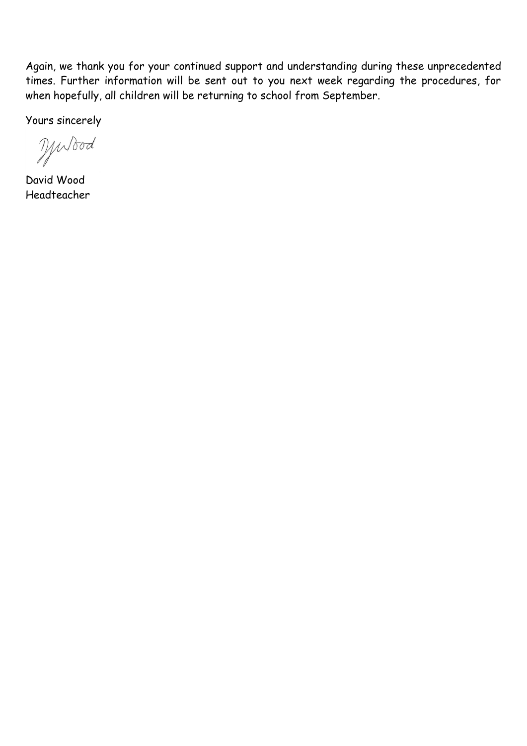Again, we thank you for your continued support and understanding during these unprecedented times. Further information will be sent out to you next week regarding the procedures, for when hopefully, all children will be returning to school from September.

Yours sincerely

DJWood

David Wood
Headteacher